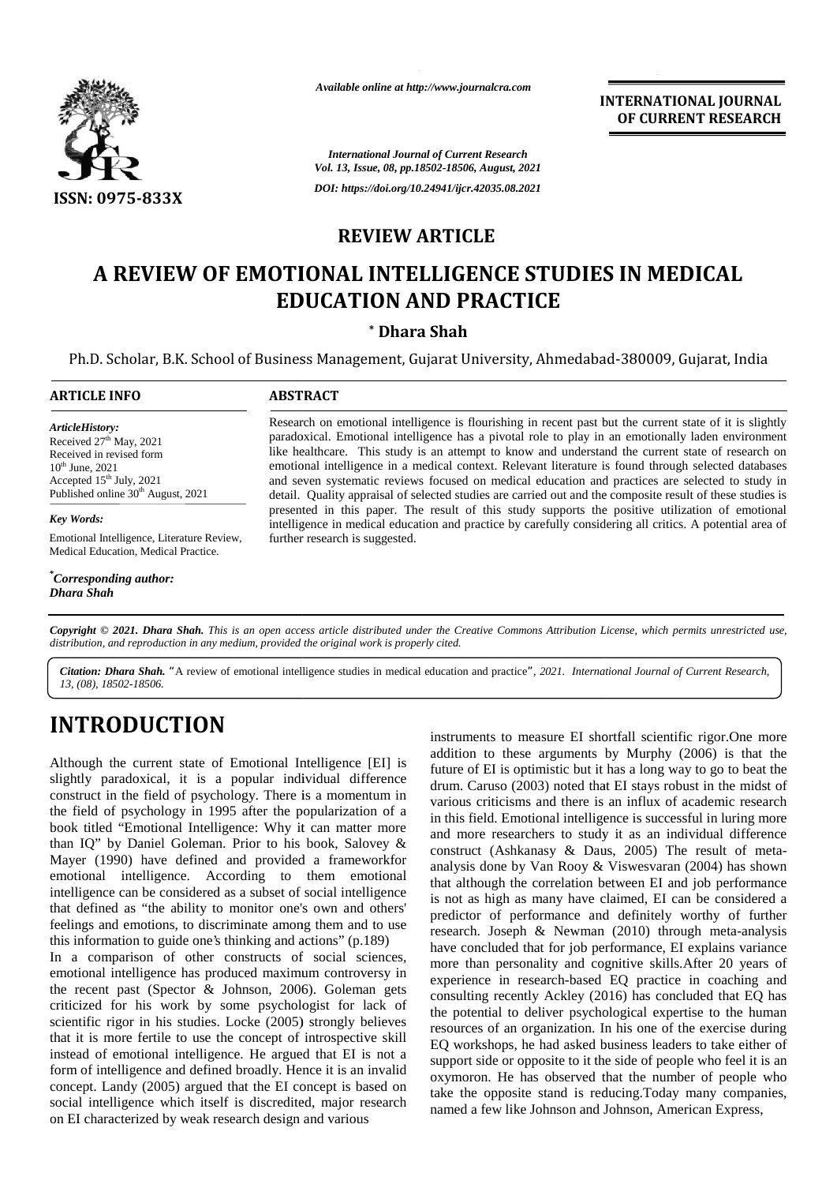*Available online at http://www.journalcra.com*

**INTERNATIONAL JOURNAL OF CURRENT RESEARCH**

ISSN: 0975-833X

*International Journal of Current Research*
*Vol. 13, Issue, 08, pp.18502-18506, August, 2021*

*DOI: https://doi.org/10.24941/ijcr.42035.08.2021*

## REVIEW ARTICLE

# A REVIEW OF EMOTIONAL INTELLIGENCE STUDIES IN MEDICAL EDUCATION AND PRACTICE

**[*] Dhara Shah**

Ph.D. Scholar, B.K. School of Business Management, Gujarat University, Ahmedabad-380009, Gujarat, India

**ARTICLE INFO**

*ArticleHistory:*
Received 27[th] May, 2021
Received in revised form
10[th] June, 2021
Accepted 15[th] July, 2021
Published online 30[th] August, 2021

*Key Words:*
Emotional Intelligence, Literature Review, Medical Education, Medical Practice.

*[*]Corresponding author:*
*Dhara Shah*

**ABSTRACT**

Research on emotional intelligence is flourishing in recent past but the current state of it is slightly paradoxical. Emotional intelligence has a pivotal role to play in an emotionally laden environment like healthcare. This study is an attempt to know and understand the current state of research on emotional intelligence in a medical context. Relevant literature is found through selected databases and seven systematic reviews focused on medical education and practices are selected to study in detail. Quality appraisal of selected studies are carried out and the composite result of these studies is presented in this paper. The result of this study supports the positive utilization of emotional intelligence in medical education and practice by carefully considering all critics. A potential area of further research is suggested.

*Copyright © 2021. Dhara Shah. This is an open access article distributed under the Creative Commons Attribution License, which permits unrestricted use, distribution, and reproduction in any medium, provided the original work is properly cited.*

***Citation: Dhara Shah.*** "A review of emotional intelligence studies in medical education and practice", *2021. International Journal of Current Research, 13, (08), 18502-18506.*

# INTRODUCTION

Although the current state of Emotional Intelligence [EI] is slightly paradoxical, it is a popular individual difference construct in the field of psychology. There is a momentum in the field of psychology in 1995 after the popularization of a book titled "Emotional Intelligence: Why it can matter more than IQ" by Daniel Goleman. Prior to his book, Salovey & Mayer (1990) have defined and provided a frameworkfor emotional intelligence. According to them emotional intelligence can be considered as a subset of social intelligence that defined as "the ability to monitor one's own and others' feelings and emotions, to discriminate among them and to use this information to guide one's thinking and actions" (p.189)

In a comparison of other constructs of social sciences, emotional intelligence has produced maximum controversy in the recent past (Spector & Johnson, 2006). Goleman gets criticized for his work by some psychologist for lack of scientific rigor in his studies. Locke (2005) strongly believes that it is more fertile to use the concept of introspective skill instead of emotional intelligence. He argued that EI is not a form of intelligence and defined broadly. Hence it is an invalid concept. Landy (2005) argued that the EI concept is based on social intelligence which itself is discredited, major research on EI characterized by weak research design and various instruments to measure EI shortfall scientific rigor.One more addition to these arguments by Murphy (2006) is that the future of EI is optimistic but it has a long way to go to beat the drum. Caruso (2003) noted that EI stays robust in the midst of various criticisms and there is an influx of academic research in this field. Emotional intelligence is successful in luring more and more researchers to study it as an individual difference construct (Ashkanasy & Daus, 2005) The result of meta-analysis done by Van Rooy & Viswesvaran (2004) has shown that although the correlation between EI and job performance is not as high as many have claimed, EI can be considered a predictor of performance and definitely worthy of further research. Joseph & Newman (2010) through meta-analysis have concluded that for job performance, EI explains variance more than personality and cognitive skills.After 20 years of experience in research-based EQ practice in coaching and consulting recently Ackley (2016) has concluded that EQ has the potential to deliver psychological expertise to the human resources of an organization. In his one of the exercise during EQ workshops, he had asked business leaders to take either of support side or opposite to it the side of people who feel it is an oxymoron. He has observed that the number of people who take the opposite stand is reducing.Today many companies, named a few like Johnson and Johnson, American Express,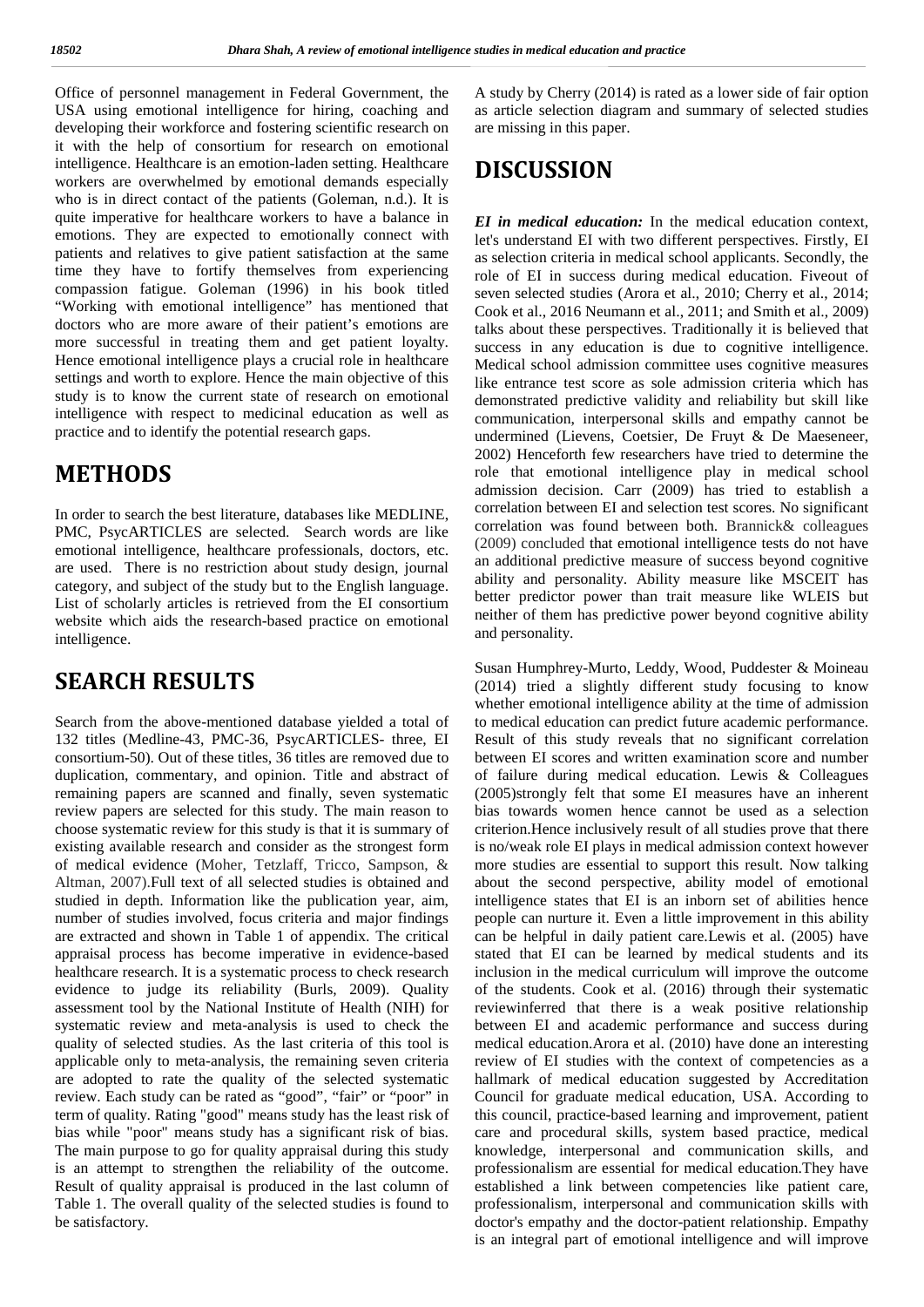Office of personnel management in Federal Government, the USA using emotional intelligence for hiring, coaching and developing their workforce and fostering scientific research on it with the help of consortium for research on emotional intelligence. Healthcare is an emotion-laden setting. Healthcare workers are overwhelmed by emotional demands especially who is in direct contact of the patients (Goleman, n.d.). It is quite imperative for healthcare workers to have a balance in emotions. They are expected to emotionally connect with patients and relatives to give patient satisfaction at the same time they have to fortify themselves from experiencing compassion fatigue. Goleman (1996) in his book titled "Working with emotional intelligence" has mentioned that doctors who are more aware of their patient's emotions are more successful in treating them and get patient loyalty. Hence emotional intelligence plays a crucial role in healthcare settings and worth to explore. Hence the main objective of this study is to know the current state of research on emotional intelligence with respect to medicinal education as well as practice and to identify the potential research gaps.

# METHODS

In order to search the best literature, databases like MEDLINE, PMC, PsycARTICLES are selected. Search words are like emotional intelligence, healthcare professionals, doctors, etc. are used. There is no restriction about study design, journal category, and subject of the study but to the English language. List of scholarly articles is retrieved from the EI consortium website which aids the research-based practice on emotional intelligence.

# SEARCH RESULTS

Search from the above-mentioned database yielded a total of 132 titles (Medline-43, PMC-36, PsycARTICLES- three, EI consortium-50). Out of these titles, 36 titles are removed due to duplication, commentary, and opinion. Title and abstract of remaining papers are scanned and finally, seven systematic review papers are selected for this study. The main reason to choose systematic review for this study is that it is summary of existing available research and consider as the strongest form of medical evidence (Moher, Tetzlaff, Tricco, Sampson, & Altman, 2007).Full text of all selected studies is obtained and studied in depth. Information like the publication year, aim, number of studies involved, focus criteria and major findings are extracted and shown in Table 1 of appendix. The critical appraisal process has become imperative in evidence-based healthcare research. It is a systematic process to check research evidence to judge its reliability (Burls, 2009). Quality assessment tool by the National Institute of Health (NIH) for systematic review and meta-analysis is used to check the quality of selected studies. As the last criteria of this tool is applicable only to meta-analysis, the remaining seven criteria are adopted to rate the quality of the selected systematic review. Each study can be rated as "good", "fair" or "poor" in term of quality. Rating "good" means study has the least risk of bias while "poor" means study has a significant risk of bias. The main purpose to go for quality appraisal during this study is an attempt to strengthen the reliability of the outcome. Result of quality appraisal is produced in the last column of Table 1. The overall quality of the selected studies is found to be satisfactory.

A study by Cherry (2014) is rated as a lower side of fair option as article selection diagram and summary of selected studies are missing in this paper.

# DISCUSSION

***EI in medical education:*** In the medical education context, let's understand EI with two different perspectives. Firstly, EI as selection criteria in medical school applicants. Secondly, the role of EI in success during medical education. Fiveout of seven selected studies (Arora et al., 2010; Cherry et al., 2014; Cook et al., 2016 Neumann et al., 2011; and Smith et al., 2009) talks about these perspectives. Traditionally it is believed that success in any education is due to cognitive intelligence. Medical school admission committee uses cognitive measures like entrance test score as sole admission criteria which has demonstrated predictive validity and reliability but skill like communication, interpersonal skills and empathy cannot be undermined (Lievens, Coetsier, De Fruyt & De Maeseneer, 2002) Henceforth few researchers have tried to determine the role that emotional intelligence play in medical school admission decision. Carr (2009) has tried to establish a correlation between EI and selection test scores. No significant correlation was found between both. Brannick& colleagues (2009) concluded that emotional intelligence tests do not have an additional predictive measure of success beyond cognitive ability and personality. Ability measure like MSCEIT has better predictor power than trait measure like WLEIS but neither of them has predictive power beyond cognitive ability and personality.

Susan Humphrey-Murto, Leddy, Wood, Puddester & Moineau (2014) tried a slightly different study focusing to know whether emotional intelligence ability at the time of admission to medical education can predict future academic performance. Result of this study reveals that no significant correlation between EI scores and written examination score and number of failure during medical education. Lewis & Colleagues (2005)strongly felt that some EI measures have an inherent bias towards women hence cannot be used as a selection criterion.Hence inclusively result of all studies prove that there is no/weak role EI plays in medical admission context however more studies are essential to support this result. Now talking about the second perspective, ability model of emotional intelligence states that EI is an inborn set of abilities hence people can nurture it. Even a little improvement in this ability can be helpful in daily patient care.Lewis et al. (2005) have stated that EI can be learned by medical students and its inclusion in the medical curriculum will improve the outcome of the students. Cook et al. (2016) through their systematic reviewinferred that there is a weak positive relationship between EI and academic performance and success during medical education.Arora et al. (2010) have done an interesting review of EI studies with the context of competencies as a hallmark of medical education suggested by Accreditation Council for graduate medical education, USA. According to this council, practice-based learning and improvement, patient care and procedural skills, system based practice, medical knowledge, interpersonal and communication skills, and professionalism are essential for medical education.They have established a link between competencies like patient care, professionalism, interpersonal and communication skills with doctor's empathy and the doctor-patient relationship. Empathy is an integral part of emotional intelligence and will improve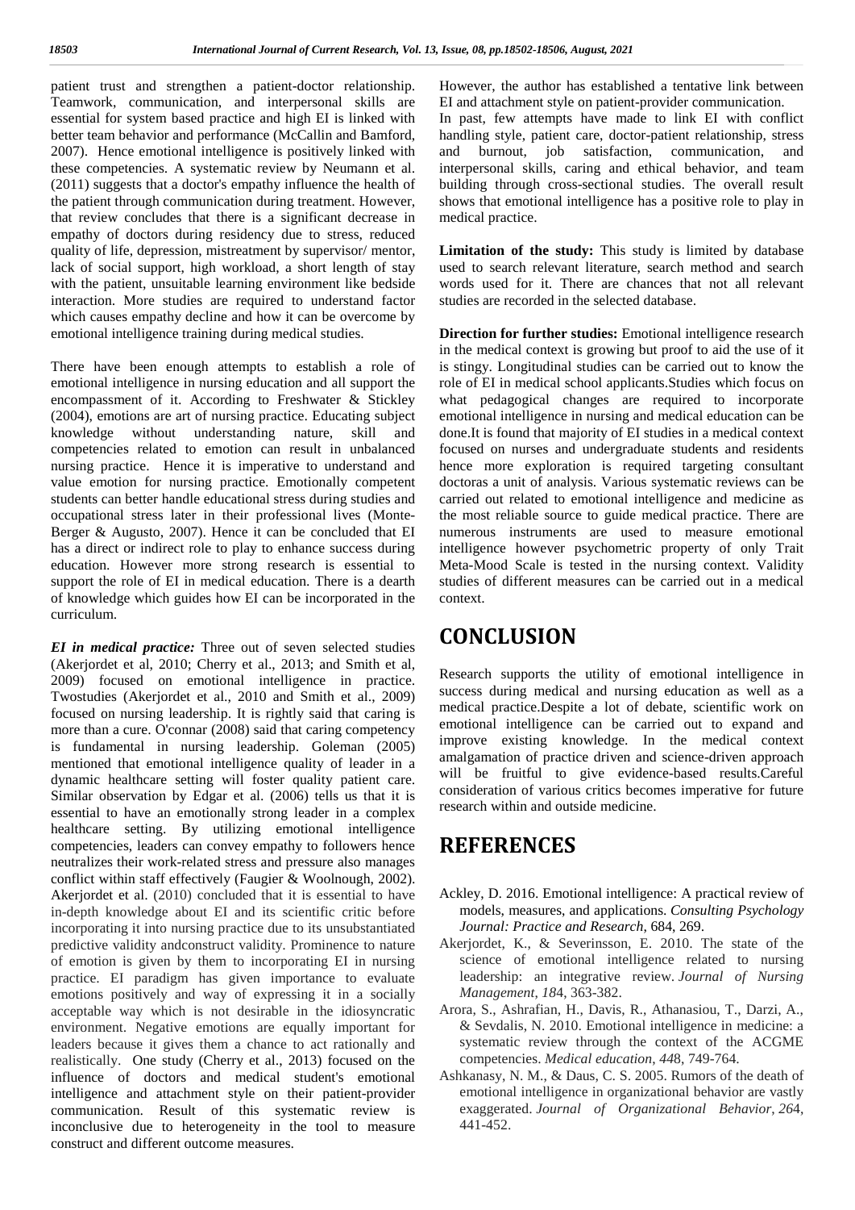patient trust and strengthen a patient-doctor relationship. Teamwork, communication, and interpersonal skills are essential for system based practice and high EI is linked with better team behavior and performance (McCallin and Bamford, 2007). Hence emotional intelligence is positively linked with these competencies. A systematic review by Neumann et al. (2011) suggests that a doctor's empathy influence the health of the patient through communication during treatment. However, that review concludes that there is a significant decrease in empathy of doctors during residency due to stress, reduced quality of life, depression, mistreatment by supervisor/ mentor, lack of social support, high workload, a short length of stay with the patient, unsuitable learning environment like bedside interaction. More studies are required to understand factor which causes empathy decline and how it can be overcome by emotional intelligence training during medical studies.

There have been enough attempts to establish a role of emotional intelligence in nursing education and all support the encompassment of it. According to Freshwater & Stickley (2004), emotions are art of nursing practice. Educating subject knowledge without understanding nature, skill and competencies related to emotion can result in unbalanced nursing practice. Hence it is imperative to understand and value emotion for nursing practice. Emotionally competent students can better handle educational stress during studies and occupational stress later in their professional lives (Monte-Berger & Augusto, 2007). Hence it can be concluded that EI has a direct or indirect role to play to enhance success during education. However more strong research is essential to support the role of EI in medical education. There is a dearth of knowledge which guides how EI can be incorporated in the curriculum.

***EI in medical practice:*** Three out of seven selected studies (Akerjordet et al, 2010; Cherry et al., 2013; and Smith et al, 2009) focused on emotional intelligence in practice. Twostudies (Akerjordet et al., 2010 and Smith et al., 2009) focused on nursing leadership. It is rightly said that caring is more than a cure. O'connar (2008) said that caring competency is fundamental in nursing leadership. Goleman (2005) mentioned that emotional intelligence quality of leader in a dynamic healthcare setting will foster quality patient care. Similar observation by Edgar et al. (2006) tells us that it is essential to have an emotionally strong leader in a complex healthcare setting. By utilizing emotional intelligence competencies, leaders can convey empathy to followers hence neutralizes their work-related stress and pressure also manages conflict within staff effectively (Faugier & Woolnough, 2002). Akerjordet et al. (2010) concluded that it is essential to have in-depth knowledge about EI and its scientific critic before incorporating it into nursing practice due to its unsubstantiated predictive validity andconstruct validity. Prominence to nature of emotion is given by them to incorporating EI in nursing practice. EI paradigm has given importance to evaluate emotions positively and way of expressing it in a socially acceptable way which is not desirable in the idiosyncratic environment. Negative emotions are equally important for leaders because it gives them a chance to act rationally and realistically. One study (Cherry et al., 2013) focused on the influence of doctors and medical student's emotional intelligence and attachment style on their patient-provider communication. Result of this systematic review is inconclusive due to heterogeneity in the tool to measure construct and different outcome measures. However, the author has established a tentative link between EI and attachment style on patient-provider communication. In past, few attempts have made to link EI with conflict handling style, patient care, doctor-patient relationship, stress and burnout, job satisfaction, communication, and interpersonal skills, caring and ethical behavior, and team building through cross-sectional studies. The overall result shows that emotional intelligence has a positive role to play in medical practice.

**Limitation of the study:** This study is limited by database used to search relevant literature, search method and search words used for it. There are chances that not all relevant studies are recorded in the selected database.

**Direction for further studies:** Emotional intelligence research in the medical context is growing but proof to aid the use of it is stingy. Longitudinal studies can be carried out to know the role of EI in medical school applicants.Studies which focus on what pedagogical changes are required to incorporate emotional intelligence in nursing and medical education can be done.It is found that majority of EI studies in a medical context focused on nurses and undergraduate students and residents hence more exploration is required targeting consultant doctoras a unit of analysis. Various systematic reviews can be carried out related to emotional intelligence and medicine as the most reliable source to guide medical practice. There are numerous instruments are used to measure emotional intelligence however psychometric property of only Trait Meta-Mood Scale is tested in the nursing context. Validity studies of different measures can be carried out in a medical context.

# CONCLUSION

Research supports the utility of emotional intelligence in success during medical and nursing education as well as a medical practice.Despite a lot of debate, scientific work on emotional intelligence can be carried out to expand and improve existing knowledge. In the medical context amalgamation of practice driven and science-driven approach will be fruitful to give evidence-based results.Careful consideration of various critics becomes imperative for future research within and outside medicine.

# REFERENCES

Ackley, D. 2016. Emotional intelligence: A practical review of models, measures, and applications. *Consulting Psychology Journal: Practice and Research*, 684, 269.

Akerjordet, K., & Severinsson, E. 2010. The state of the science of emotional intelligence related to nursing leadership: an integrative review. *Journal of Nursing Management*, *18*4, 363-382.

Arora, S., Ashrafian, H., Davis, R., Athanasiou, T., Darzi, A., & Sevdalis, N. 2010. Emotional intelligence in medicine: a systematic review through the context of the ACGME competencies. *Medical education*, *44*8, 749-764.

Ashkanasy, N. M., & Daus, C. S. 2005. Rumors of the death of emotional intelligence in organizational behavior are vastly exaggerated. *Journal of Organizational Behavior*, *26*4, 441-452.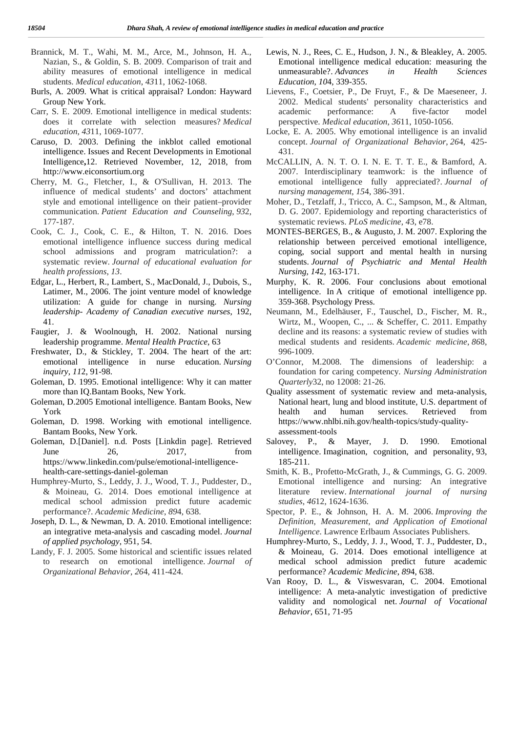Brannick, M. T., Wahi, M. M., Arce, M., Johnson, H. A., Nazian, S., & Goldin, S. B. 2009. Comparison of trait and ability measures of emotional intelligence in medical students. *Medical education*, *43*11, 1062-1068.

Burls, A. 2009. What is critical appraisal? London: Hayward Group New York.

Carr, S. E. 2009. Emotional intelligence in medical students: does it correlate with selection measures? *Medical education*, *43*11, 1069-1077.

Caruso, D. 2003. Defining the inkblot called emotional intelligence. Issues and Recent Developments in Emotional Intelligence**,**12. Retrieved November, 12, 2018, from http://www.eiconsortium.org

Cherry, M. G., Fletcher, I., & O'Sullivan, H. 2013. The influence of medical students' and doctors' attachment style and emotional intelligence on their patient–provider communication. *Patient Education and Counseling*, *93*2, 177-187.

Cook, C. J., Cook, C. E., & Hilton, T. N. 2016. Does emotional intelligence influence success during medical school admissions and program matriculation?: a systematic review. *Journal of educational evaluation for health professions*, *13*.

Edgar, L., Herbert, R., Lambert, S., MacDonald, J., Dubois, S., Latimer, M., 2006. The joint venture model of knowledge utilization: A guide for change in nursing. *Nursing leadership- Academy of Canadian executive nurses*, 192, 41.

Faugier, J. & Woolnough, H. 2002. National nursing leadership programme. *Mental Health Practice*, 63

Freshwater, D., & Stickley, T. 2004. The heart of the art: emotional intelligence in nurse education. *Nursing inquiry*, *11*2, 91-98.

Goleman, D. 1995. Emotional intelligence: Why it can matter more than IQ.Bantam Books, New York.

Goleman, D.2005 Emotional intelligence. Bantam Books, New York

Goleman, D. 1998. Working with emotional intelligence. Bantam Books, New York.

Goleman, D.[Daniel]. n.d. Posts [Linkdin page]. Retrieved June 26, 2017, from https://www.linkedin.com/pulse/emotional-intelligence-health-care-settings-daniel-goleman

Humphrey-Murto, S., Leddy, J. J., Wood, T. J., Puddester, D., & Moineau, G. 2014. Does emotional intelligence at medical school admission predict future academic performance?. *Academic Medicine*, *89*4, 638.

Joseph, D. L., & Newman, D. A. 2010. Emotional intelligence: an integrative meta-analysis and cascading model. *Journal of applied psychology*, 951, 54.

Landy, F. J. 2005. Some historical and scientific issues related to research on emotional intelligence. *Journal of Organizational Behavior*, *26*4, 411-424.

Lewis, N. J., Rees, C. E., Hudson, J. N., & Bleakley, A. 2005. Emotional intelligence medical education: measuring the unmeasurable?. *Advances in Health Sciences Education*, *10*4, 339-355.

Lievens, F., Coetsier, P., De Fruyt, F., & De Maeseneer, J. 2002. Medical students' personality characteristics and academic performance: A five-factor model perspective. *Medical education*, *36*11, 1050-1056.

Locke, E. A. 2005. Why emotional intelligence is an invalid concept. *Journal of Organizational Behavior*, *26*4, 425-431.

McCALLIN, A. N. T. O. I. N. E. T. T. E., & Bamford, A. 2007. Interdisciplinary teamwork: is the influence of emotional intelligence fully appreciated?. *Journal of nursing management*, *15*4, 386-391.

Moher, D., Tetzlaff, J., Tricco, A. C., Sampson, M., & Altman, D. G. 2007. Epidemiology and reporting characteristics of systematic reviews. *PLoS medicine*, *43*, e78.

MONTES-BERGES, B., & Augusto, J. M. 2007. Exploring the relationship between perceived emotional intelligence, coping, social support and mental health in nursing students. *Journal of Psychiatric and Mental Health Nursing*, *14*2, 163-171.

Murphy, K. R. 2006. Four conclusions about emotional intelligence. In A critique of emotional intelligence pp. 359-368. Psychology Press.

Neumann, M., Edelhäuser, F., Tauschel, D., Fischer, M. R., Wirtz, M., Woopen, C., ... & Scheffer, C. 2011. Empathy decline and its reasons: a systematic review of studies with medical students and residents. *Academic medicine*, *86*8, 996-1009.

O'Connor, M.2008. The dimensions of leadership: a foundation for caring competency. *Nursing Administration Quarterly*32, no 12008: 21-26.

Quality assessment of systematic review and meta-analysis, National heart, lung and blood institute, U.S. department of health and human services. Retrieved from https://www.nhlbi.nih.gov/health-topics/study-quality-assessment-tools

Salovey, P., & Mayer, J. D. 1990. Emotional intelligence. Imagination, cognition, and personality, 93, 185-211.

Smith, K. B., Profetto-McGrath, J., & Cummings, G. G. 2009. Emotional intelligence and nursing: An integrative literature review. *International journal of nursing studies*, *46*12, 1624-1636.

Spector, P. E., & Johnson, H. A. M. 2006. *Improving the Definition, Measurement, and Application of Emotional Intelligence*. Lawrence Erlbaum Associates Publishers.

Humphrey-Murto, S., Leddy, J. J., Wood, T. J., Puddester, D., & Moineau, G. 2014. Does emotional intelligence at medical school admission predict future academic performance? *Academic Medicine*, *89*4, 638.

Van Rooy, D. L., & Viswesvaran, C. 2004. Emotional intelligence: A meta-analytic investigation of predictive validity and nomological net. *Journal of Vocational Behavior*, 651, 71-95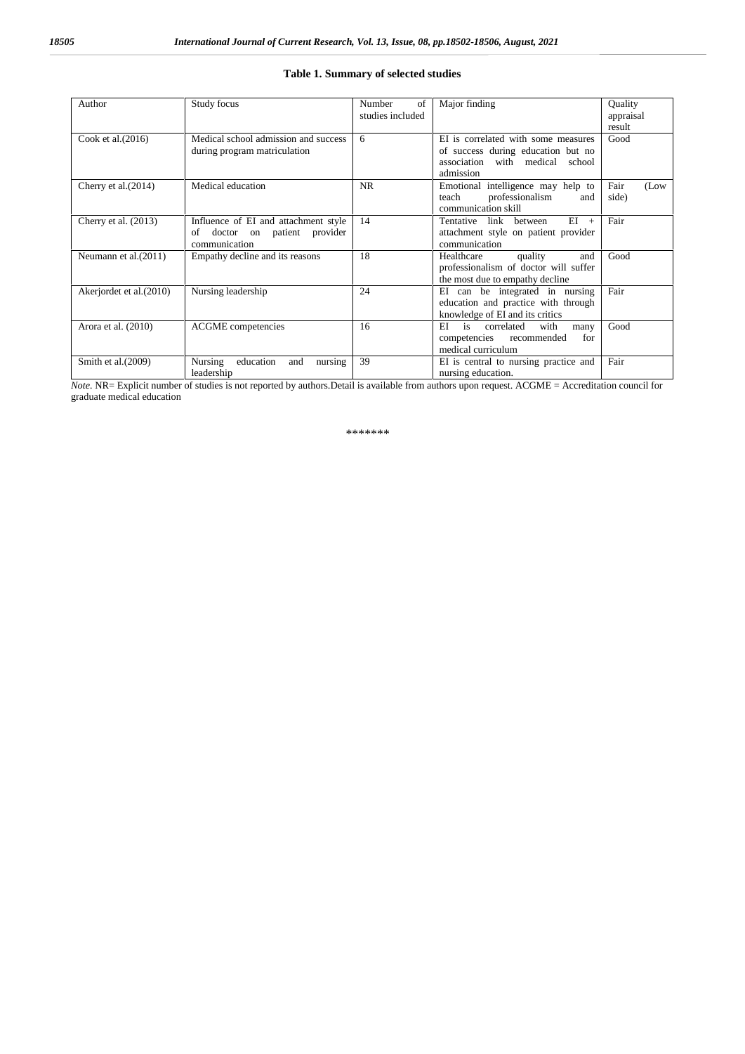**Table 1. Summary of selected studies**

| Author | Study focus | Number of studies included | Major finding | Quality appraisal result |
|---|---|---|---|---|
| Cook et al.(2016) | Medical school admission and success during program matriculation | 6 | EI is correlated with some measures of success during education but no association with medical school admission | Good |
| Cherry et al.(2014) | Medical education | NR | Emotional intelligence may help to teach professionalism and communication skill | Fair (Low side) |
| Cherry et al. (2013) | Influence of EI and attachment style of doctor on patient provider communication | 14 | Tentative link between EI + attachment style on patient provider communication | Fair |
| Neumann et al.(2011) | Empathy decline and its reasons | 18 | Healthcare quality and professionalism of doctor will suffer the most due to empathy decline | Good |
| Akerjordet et al.(2010) | Nursing leadership | 24 | EI can be integrated in nursing education and practice with through knowledge of EI and its critics | Fair |
| Arora et al. (2010) | ACGME competencies | 16 | EI is correlated with many competencies recommended for medical curriculum | Good |
| Smith et al.(2009) | Nursing education and nursing leadership | 39 | EI is central to nursing practice and nursing education. | Fair |

*Note.* NR= Explicit number of studies is not reported by authors.Detail is available from authors upon request. ACGME = Accreditation council for graduate medical education

*******